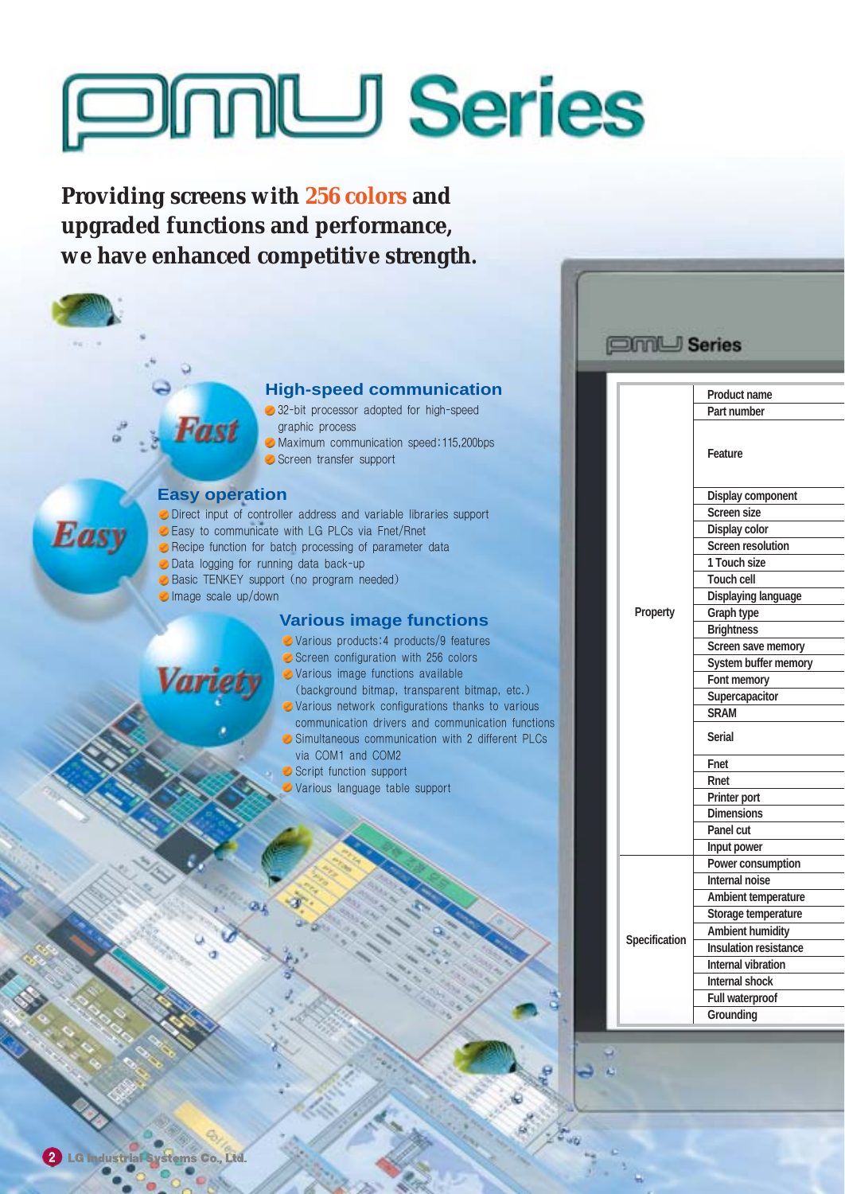# PMU Series

**Providing screens with 256 colors and upgraded functions and performance, we have enhanced competitive strength.**

## Fast

### High-speed communication

- 32-bit processor adopted for high-speed graphic process
- Maximum communication speed:115,200bps
- Screen transfer support

## Easy

### Easy operation

- Direct input of controller address and variable libraries support
- Easy to communicate with LG PLCs via Fnet/Rnet
- Recipe function for batch processing of parameter data
- Data logging for running data back-up
- Basic TENKEY support (no program needed)
- Image scale up/down

## Variety

### Various image functions

- Various products:4 products/9 features
- Screen configuration with 256 colors
- Various image functions available (background bitmap, transparent bitmap, etc.)
- Various network configurations thanks to various communication drivers and communication functions
- Simultaneous communication with 2 different PLCs via COM1 and COM2
- Script function support
- Various language table support

## PMU Series

| | |
|---|---|
| Property | Product name |
| | Part number |
| | Feature |
| | Display component |
| | Screen size |
| | Display color |
| | Screen resolution |
| | 1 Touch size |
| | Touch cell |
| | Displaying language |
| | Graph type |
| | Brightness |
| | Screen save memory |
| | System buffer memory |
| | Font memory |
| | Supercapacitor |
| | SRAM |
| | Serial |
| | Fnet |
| | Rnet |
| | Printer port |
| | Dimensions |
| | Panel cut |
| | Input power |
| Specification | Power consumption |
| | Internal noise |
| | Ambient temperature |
| | Storage temperature |
| | Ambient humidity |
| | Insulation resistance |
| | Internal vibration |
| | Internal shock |
| | Full waterproof |
| | Grounding |

LG Industrial Systems Co., Ltd.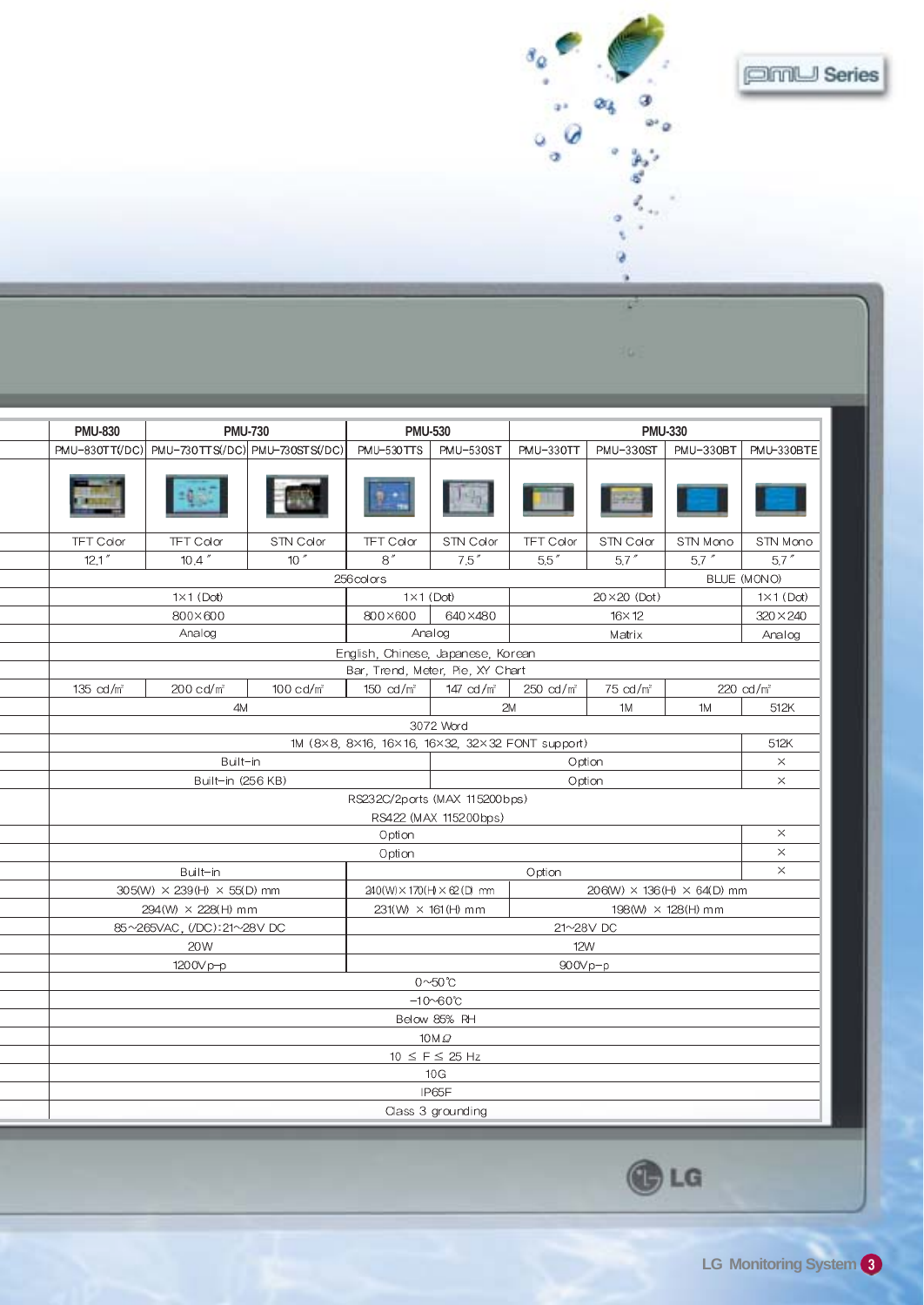# PMU Series

| PMU-830 | PMU-730 | | PMU-530 | | PMU-330 | | | |
|---|---|---|---|---|---|---|---|---|
| PMU-830TT(/DC) | PMU-730TTS(/DC) | PMU-730STS(/DC) | PMU-530TTS | PMU-530ST | PMU-330TT | PMU-330ST | PMU-330BT | PMU-330BTE |
| TFT Color | TFT Color | STN Color | TFT Color | STN Color | TFT Color | STN Color | STN Mono | STN Mono |
| 12.1" | 10.4" | 10" | 8" | 7.5" | 5.5" | 5.7" | 5.7" | 5.7" |
| 256colors | | | | | | | BLUE (MONO) | |
| 1×1 (Dot) | | | 1×1 (Dot) | | 20×20 (Dot) | | | 1×1 (Dot) |
| 800×600 | | | 800×600 | 640×480 | 16×12 | | | 320×240 |
| Analog | | | Analog | | Matrix | | | Analog |
| English, Chinese, Japanese, Korean | | | | | | | | |
| Bar, Trend, Meter, Pie, XY Chart | | | | | | | | |
| 135 cd/㎡ | 200 cd/㎡ | 100 cd/㎡ | 150 cd/㎡ | 147 cd/㎡ | 250 cd/㎡ | 75 cd/㎡ | 220 cd/㎡ | |
| 4M | | | | 2M | | 1M | 1M | 512K |
| 3072 Word | | | | | | | | |
| 1M (8×8, 8×16, 16×16, 16×32, 32×32 FONT support) | | | | | | | | 512K |
| Built-in | | | | Option | | | | × |
| Built-in (256 KB) | | | | Option | | | | × |
| RS232C/2ports (MAX 115200bps) RS422 (MAX 115200bps) | | | | | | | | |
| Option | | | | | | | | × |
| Option | | | | | | | | × |
| Built-in | | | Option | | | | | × |
| 305(W) × 239(H) × 55(D) mm | | | 240(W)×170(H)×62(D) mm | | 206(W) × 136(H) × 64(D) mm | | | |
| 294(W) × 228(H) mm | | | 231(W) × 161(H) mm | | 198(W) × 128(H) mm | | | |
| 85~265VAC, (/DC):21~28V DC | | | 21~28V DC | | | | | |
| 20W | | | 12W | | | | | |
| 1200Vp-p | | | 900Vp-p | | | | | |
| 0~50℃ | | | | | | | | |
| -10~60℃ | | | | | | | | |
| Below 85% RH | | | | | | | | |
| 10MΩ | | | | | | | | |
| 10 ≤ F ≤ 25 Hz | | | | | | | | |
| 10G | | | | | | | | |
| IP65F | | | | | | | | |
| Class 3 grounding | | | | | | | | |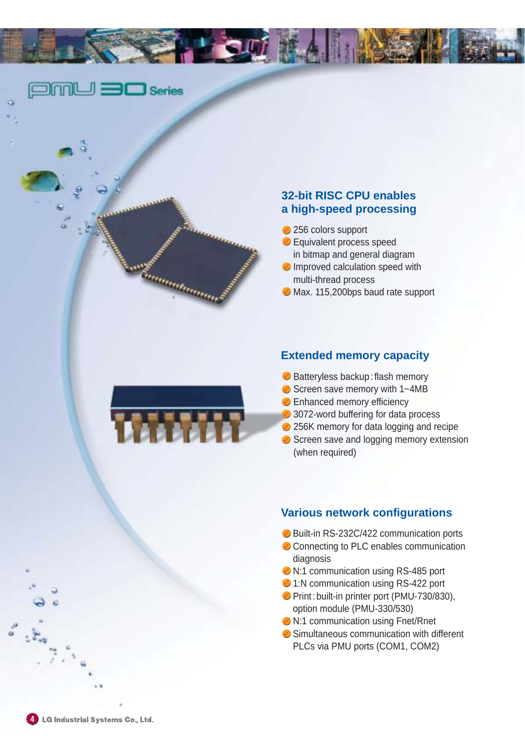PMU 30 Series

## 32-bit RISC CPU enables a high-speed processing

- 256 colors support
- Equivalent process speed in bitmap and general diagram
- Improved calculation speed with multi-thread process
- Max. 115,200bps baud rate support

## Extended memory capacity

- Batteryless backup : flash memory
- Screen save memory with 1~4MB
- Enhanced memory efficiency
- 3072-word buffering for data process
- 256K memory for data logging and recipe
- Screen save and logging memory extension (when required)

## Various network configurations

- Built-in RS-232C/422 communication ports
- Connecting to PLC enables communication diagnosis
- N:1 communication using RS-485 port
- 1:N communication using RS-422 port
- Print : built-in printer port (PMU-730/830), option module (PMU-330/530)
- N:1 communication using Fnet/Rnet
- Simultaneous communication with different PLCs via PMU ports (COM1, COM2)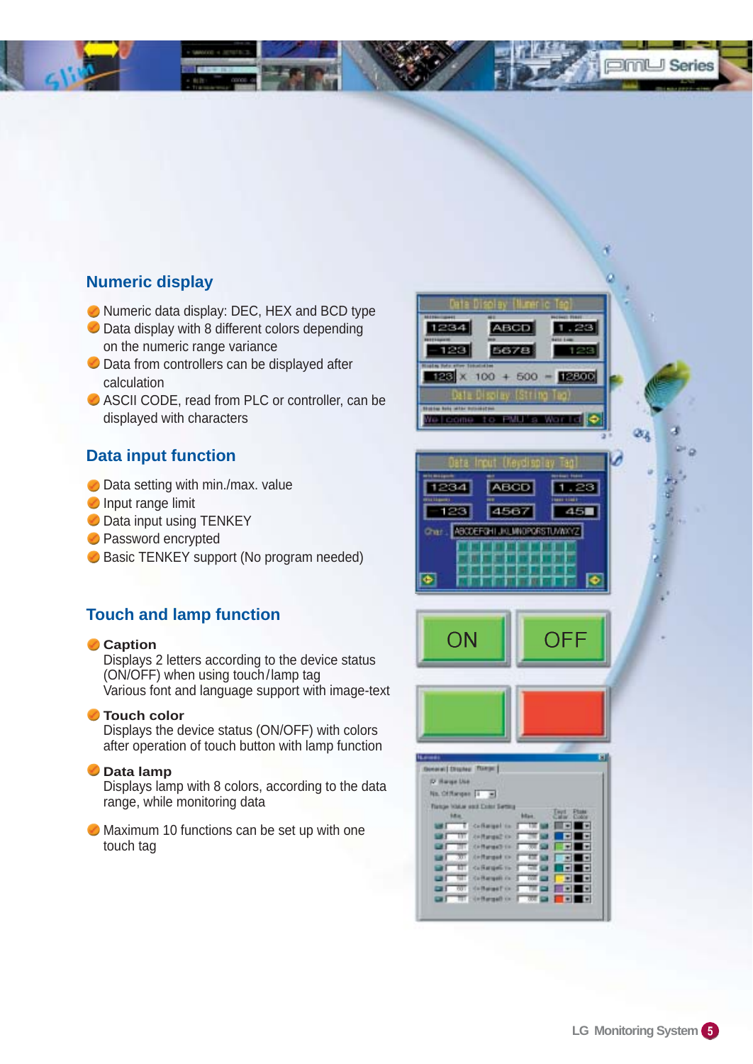## Numeric display

- Numeric data display: DEC, HEX and BCD type
- Data display with 8 different colors depending on the numeric range variance
- Data from controllers can be displayed after calculation
- ASCII CODE, read from PLC or controller, can be displayed with characters

## Data input function

- Data setting with min./max. value
- Input range limit
- Data input using TENKEY
- Password encrypted
- Basic TENKEY support (No program needed)

## Touch and lamp function

- **Caption**
  Displays 2 letters according to the device status (ON/OFF) when using touch/lamp tag
  Various font and language support with image-text
- **Touch color**
  Displays the device status (ON/OFF) with colors after operation of touch button with lamp function
- **Data lamp**
  Displays lamp with 8 colors, according to the data range, while monitoring data
- Maximum 10 functions can be set up with one touch tag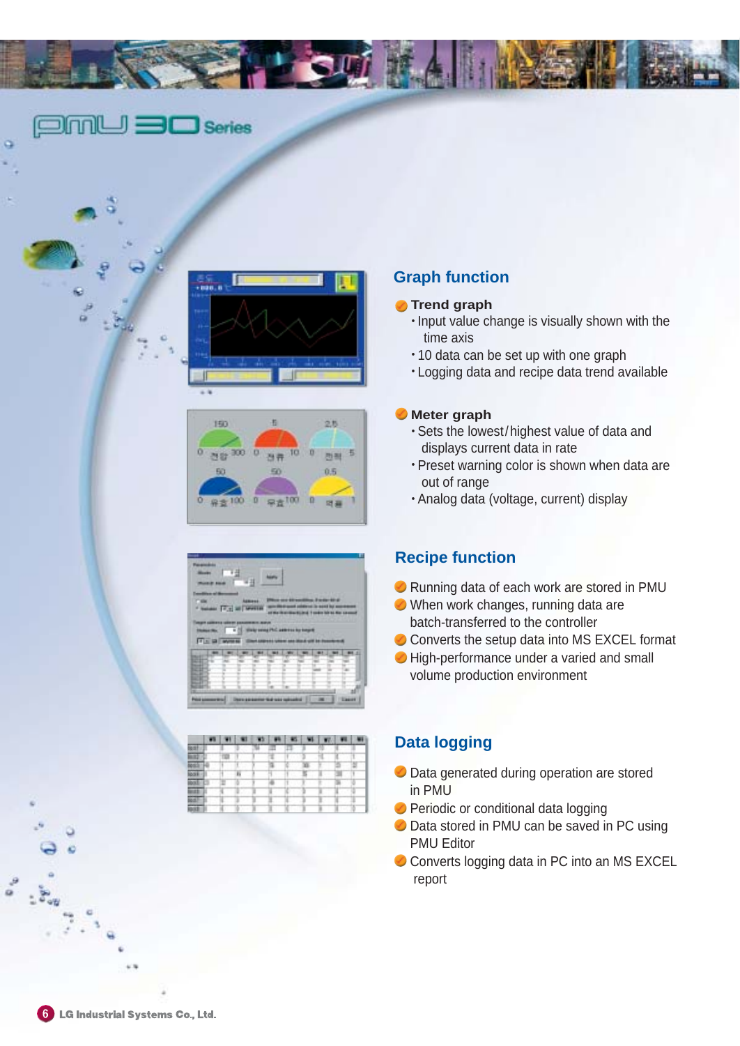## Graph function

**Trend graph**

- Input value change is visually shown with the time axis
- 10 data can be set up with one graph
- Logging data and recipe data trend available

**Meter graph**

- Sets the lowest/highest value of data and displays current data in rate
- Preset warning color is shown when data are out of range
- Analog data (voltage, current) display

## Recipe function

- Running data of each work are stored in PMU
- When work changes, running data are batch-transferred to the controller
- Converts the setup data into MS EXCEL format
- High-performance under a varied and small volume production environment

## Data logging

- Data generated during operation are stored in PMU
- Periodic or conditional data logging
- Data stored in PMU can be saved in PC using PMU Editor
- Converts logging data in PC into an MS EXCEL report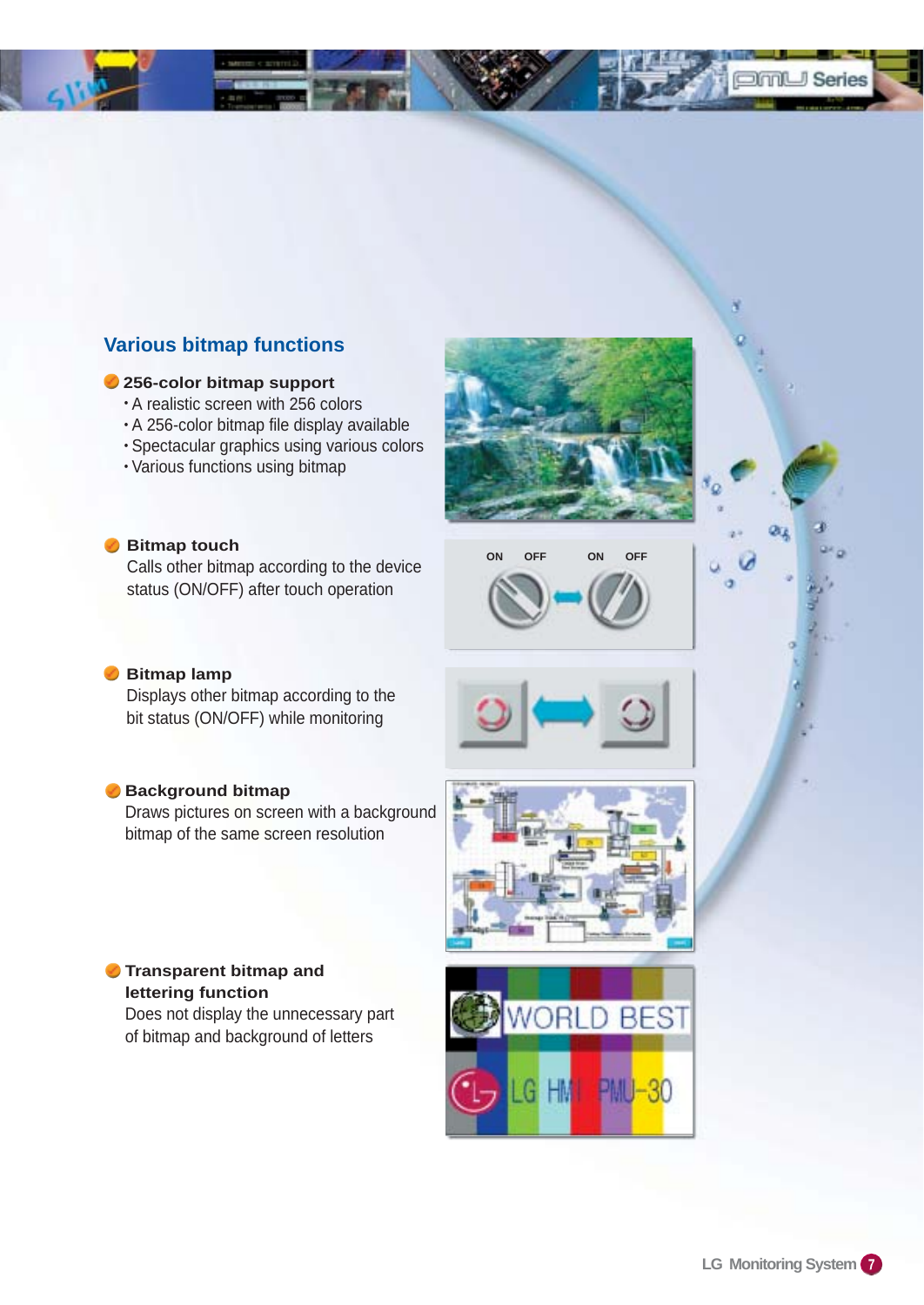## Various bitmap functions

### 256-color bitmap support

- A realistic screen with 256 colors
- A 256-color bitmap file display available
- Spectacular graphics using various colors
- Various functions using bitmap

ON OFF ON OFF

### Bitmap touch

Calls other bitmap according to the device status (ON/OFF) after touch operation

### Bitmap lamp

Displays other bitmap according to the bit status (ON/OFF) while monitoring

### Background bitmap

Draws pictures on screen with a background bitmap of the same screen resolution

### Transparent bitmap and lettering function

Does not display the unnecessary part of bitmap and background of letters

WORLD BEST

LG HMI PMU-30